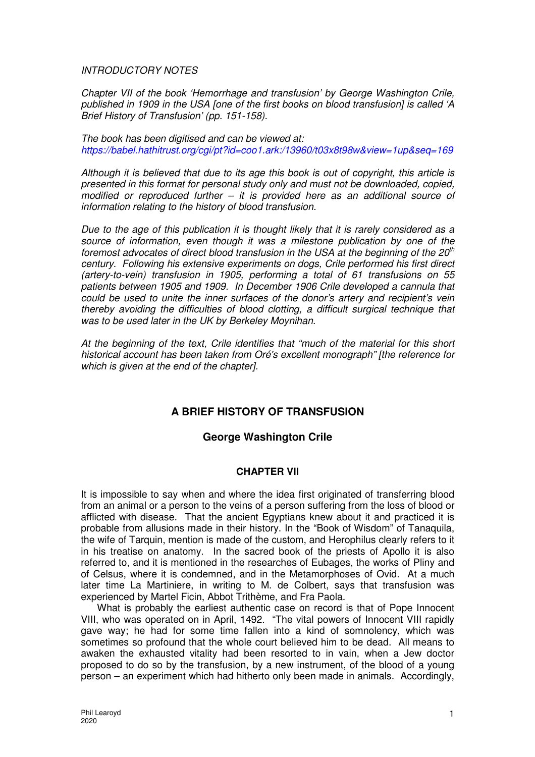*INTRODUCTORY NOTES*

*Chapter VII of the book 'Hemorrhage and transfusion' by George Washington Crile, published in 1909 in the USA [one of the first books on blood transfusion] is called 'A Brief History of Transfusion' (pp. 151-158).*

*The book has been digitised and can be viewed at:*
*https://babel.hathitrust.org/cgi/pt?id=coo1.ark:/13960/t03x8t98w&view=1up&seq=169*

*Although it is believed that due to its age this book is out of copyright, this article is presented in this format for personal study only and must not be downloaded, copied, modified or reproduced further – it is provided here as an additional source of information relating to the history of blood transfusion.*

*Due to the age of this publication it is thought likely that it is rarely considered as a source of information, even though it was a milestone publication by one of the foremost advocates of direct blood transfusion in the USA at the beginning of the 20th century. Following his extensive experiments on dogs, Crile performed his first direct (artery-to-vein) transfusion in 1905, performing a total of 61 transfusions on 55 patients between 1905 and 1909. In December 1906 Crile developed a cannula that could be used to unite the inner surfaces of the donor's artery and recipient's vein thereby avoiding the difficulties of blood clotting, a difficult surgical technique that was to be used later in the UK by Berkeley Moynihan.*

*At the beginning of the text, Crile identifies that "much of the material for this short historical account has been taken from Oré's excellent monograph" [the reference for which is given at the end of the chapter].*

# A BRIEF HISTORY OF TRANSFUSION

## George Washington Crile

### CHAPTER VII

It is impossible to say when and where the idea first originated of transferring blood from an animal or a person to the veins of a person suffering from the loss of blood or afflicted with disease. That the ancient Egyptians knew about it and practiced it is probable from allusions made in their history. In the "Book of Wisdom" of Tanaquila, the wife of Tarquin, mention is made of the custom, and Herophilus clearly refers to it in his treatise on anatomy. In the sacred book of the priests of Apollo it is also referred to, and it is mentioned in the researches of Eubages, the works of Pliny and of Celsus, where it is condemned, and in the Metamorphoses of Ovid. At a much later time La Martiniere, in writing to M. de Colbert, says that transfusion was experienced by Martel Ficin, Abbot Trithème, and Fra Paola.

What is probably the earliest authentic case on record is that of Pope Innocent VIII, who was operated on in April, 1492. "The vital powers of Innocent VIII rapidly gave way; he had for some time fallen into a kind of somnolency, which was sometimes so profound that the whole court believed him to be dead. All means to awaken the exhausted vitality had been resorted to in vain, when a Jew doctor proposed to do so by the transfusion, by a new instrument, of the blood of a young person – an experiment which had hitherto only been made in animals. Accordingly,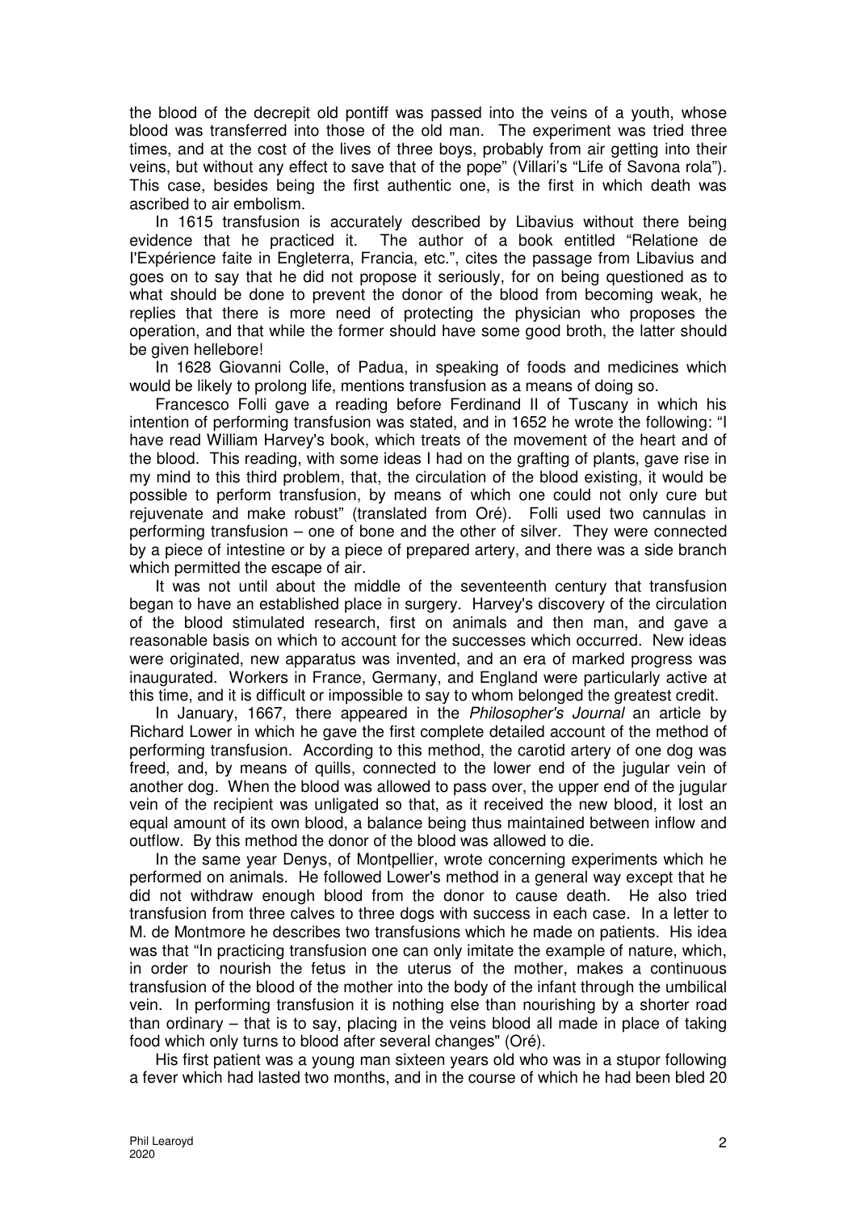the blood of the decrepit old pontiff was passed into the veins of a youth, whose blood was transferred into those of the old man. The experiment was tried three times, and at the cost of the lives of three boys, probably from air getting into their veins, but without any effect to save that of the pope" (Villari's "Life of Savona rola"). This case, besides being the first authentic one, is the first in which death was ascribed to air embolism.

In 1615 transfusion is accurately described by Libavius without there being evidence that he practiced it. The author of a book entitled "Relatione de I'Expérience faite in Engleterra, Francia, etc.", cites the passage from Libavius and goes on to say that he did not propose it seriously, for on being questioned as to what should be done to prevent the donor of the blood from becoming weak, he replies that there is more need of protecting the physician who proposes the operation, and that while the former should have some good broth, the latter should be given hellebore!

In 1628 Giovanni Colle, of Padua, in speaking of foods and medicines which would be likely to prolong life, mentions transfusion as a means of doing so.

Francesco Folli gave a reading before Ferdinand II of Tuscany in which his intention of performing transfusion was stated, and in 1652 he wrote the following: "I have read William Harvey's book, which treats of the movement of the heart and of the blood. This reading, with some ideas I had on the grafting of plants, gave rise in my mind to this third problem, that, the circulation of the blood existing, it would be possible to perform transfusion, by means of which one could not only cure but rejuvenate and make robust" (translated from Oré). Folli used two cannulas in performing transfusion – one of bone and the other of silver. They were connected by a piece of intestine or by a piece of prepared artery, and there was a side branch which permitted the escape of air.

It was not until about the middle of the seventeenth century that transfusion began to have an established place in surgery. Harvey's discovery of the circulation of the blood stimulated research, first on animals and then man, and gave a reasonable basis on which to account for the successes which occurred. New ideas were originated, new apparatus was invented, and an era of marked progress was inaugurated. Workers in France, Germany, and England were particularly active at this time, and it is difficult or impossible to say to whom belonged the greatest credit.

In January, 1667, there appeared in the *Philosopher's Journal* an article by Richard Lower in which he gave the first complete detailed account of the method of performing transfusion. According to this method, the carotid artery of one dog was freed, and, by means of quills, connected to the lower end of the jugular vein of another dog. When the blood was allowed to pass over, the upper end of the jugular vein of the recipient was unligated so that, as it received the new blood, it lost an equal amount of its own blood, a balance being thus maintained between inflow and outflow. By this method the donor of the blood was allowed to die.

In the same year Denys, of Montpellier, wrote concerning experiments which he performed on animals. He followed Lower's method in a general way except that he did not withdraw enough blood from the donor to cause death. He also tried transfusion from three calves to three dogs with success in each case. In a letter to M. de Montmore he describes two transfusions which he made on patients. His idea was that "In practicing transfusion one can only imitate the example of nature, which, in order to nourish the fetus in the uterus of the mother, makes a continuous transfusion of the blood of the mother into the body of the infant through the umbilical vein. In performing transfusion it is nothing else than nourishing by a shorter road than ordinary – that is to say, placing in the veins blood all made in place of taking food which only turns to blood after several changes" (Oré).

His first patient was a young man sixteen years old who was in a stupor following a fever which had lasted two months, and in the course of which he had been bled 20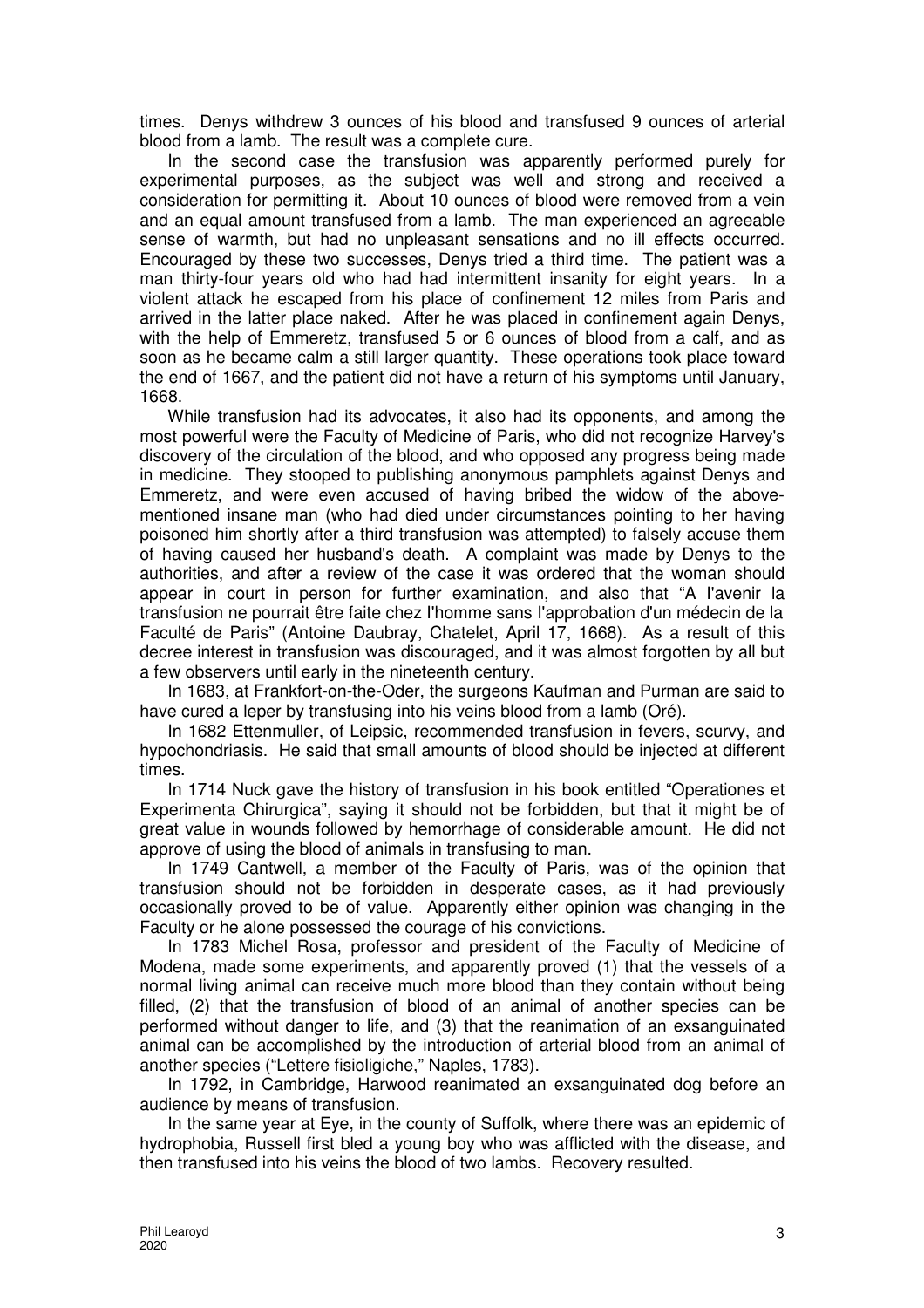times. Denys withdrew 3 ounces of his blood and transfused 9 ounces of arterial blood from a lamb. The result was a complete cure.

In the second case the transfusion was apparently performed purely for experimental purposes, as the subject was well and strong and received a consideration for permitting it. About 10 ounces of blood were removed from a vein and an equal amount transfused from a lamb. The man experienced an agreeable sense of warmth, but had no unpleasant sensations and no ill effects occurred. Encouraged by these two successes, Denys tried a third time. The patient was a man thirty-four years old who had had intermittent insanity for eight years. In a violent attack he escaped from his place of confinement 12 miles from Paris and arrived in the latter place naked. After he was placed in confinement again Denys, with the help of Emmeretz, transfused 5 or 6 ounces of blood from a calf, and as soon as he became calm a still larger quantity. These operations took place toward the end of 1667, and the patient did not have a return of his symptoms until January, 1668.

While transfusion had its advocates, it also had its opponents, and among the most powerful were the Faculty of Medicine of Paris, who did not recognize Harvey's discovery of the circulation of the blood, and who opposed any progress being made in medicine. They stooped to publishing anonymous pamphlets against Denys and Emmeretz, and were even accused of having bribed the widow of the above-mentioned insane man (who had died under circumstances pointing to her having poisoned him shortly after a third transfusion was attempted) to falsely accuse them of having caused her husband's death. A complaint was made by Denys to the authorities, and after a review of the case it was ordered that the woman should appear in court in person for further examination, and also that "A l'avenir la transfusion ne pourrait être faite chez l'homme sans l'approbation d'un médecin de la Faculté de Paris" (Antoine Daubray, Chatelet, April 17, 1668). As a result of this decree interest in transfusion was discouraged, and it was almost forgotten by all but a few observers until early in the nineteenth century.

In 1683, at Frankfort-on-the-Oder, the surgeons Kaufman and Purman are said to have cured a leper by transfusing into his veins blood from a lamb (Oré).

In 1682 Ettenmuller, of Leipsic, recommended transfusion in fevers, scurvy, and hypochondriasis. He said that small amounts of blood should be injected at different times.

In 1714 Nuck gave the history of transfusion in his book entitled "Operationes et Experimenta Chirurgica", saying it should not be forbidden, but that it might be of great value in wounds followed by hemorrhage of considerable amount. He did not approve of using the blood of animals in transfusing to man.

In 1749 Cantwell, a member of the Faculty of Paris, was of the opinion that transfusion should not be forbidden in desperate cases, as it had previously occasionally proved to be of value. Apparently either opinion was changing in the Faculty or he alone possessed the courage of his convictions.

In 1783 Michel Rosa, professor and president of the Faculty of Medicine of Modena, made some experiments, and apparently proved (1) that the vessels of a normal living animal can receive much more blood than they contain without being filled, (2) that the transfusion of blood of an animal of another species can be performed without danger to life, and (3) that the reanimation of an exsanguinated animal can be accomplished by the introduction of arterial blood from an animal of another species ("Lettere fisioligiche," Naples, 1783).

In 1792, in Cambridge, Harwood reanimated an exsanguinated dog before an audience by means of transfusion.

In the same year at Eye, in the county of Suffolk, where there was an epidemic of hydrophobia, Russell first bled a young boy who was afflicted with the disease, and then transfused into his veins the blood of two lambs. Recovery resulted.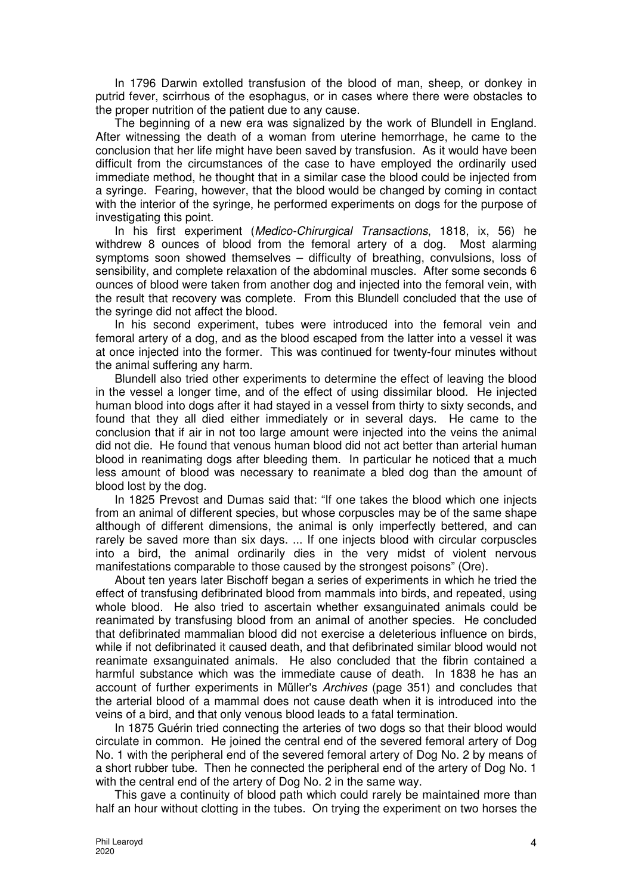In 1796 Darwin extolled transfusion of the blood of man, sheep, or donkey in putrid fever, scirrhous of the esophagus, or in cases where there were obstacles to the proper nutrition of the patient due to any cause.

The beginning of a new era was signalized by the work of Blundell in England. After witnessing the death of a woman from uterine hemorrhage, he came to the conclusion that her life might have been saved by transfusion. As it would have been difficult from the circumstances of the case to have employed the ordinarily used immediate method, he thought that in a similar case the blood could be injected from a syringe. Fearing, however, that the blood would be changed by coming in contact with the interior of the syringe, he performed experiments on dogs for the purpose of investigating this point.

In his first experiment (*Medico-Chirurgical Transactions*, 1818, ix, 56) he withdrew 8 ounces of blood from the femoral artery of a dog. Most alarming symptoms soon showed themselves – difficulty of breathing, convulsions, loss of sensibility, and complete relaxation of the abdominal muscles. After some seconds 6 ounces of blood were taken from another dog and injected into the femoral vein, with the result that recovery was complete. From this Blundell concluded that the use of the syringe did not affect the blood.

In his second experiment, tubes were introduced into the femoral vein and femoral artery of a dog, and as the blood escaped from the latter into a vessel it was at once injected into the former. This was continued for twenty-four minutes without the animal suffering any harm.

Blundell also tried other experiments to determine the effect of leaving the blood in the vessel a longer time, and of the effect of using dissimilar blood. He injected human blood into dogs after it had stayed in a vessel from thirty to sixty seconds, and found that they all died either immediately or in several days. He came to the conclusion that if air in not too large amount were injected into the veins the animal did not die. He found that venous human blood did not act better than arterial human blood in reanimating dogs after bleeding them. In particular he noticed that a much less amount of blood was necessary to reanimate a bled dog than the amount of blood lost by the dog.

In 1825 Prevost and Dumas said that: "If one takes the blood which one injects from an animal of different species, but whose corpuscles may be of the same shape although of different dimensions, the animal is only imperfectly bettered, and can rarely be saved more than six days. ... If one injects blood with circular corpuscles into a bird, the animal ordinarily dies in the very midst of violent nervous manifestations comparable to those caused by the strongest poisons" (Ore).

About ten years later Bischoff began a series of experiments in which he tried the effect of transfusing defibrinated blood from mammals into birds, and repeated, using whole blood. He also tried to ascertain whether exsanguinated animals could be reanimated by transfusing blood from an animal of another species. He concluded that defibrinated mammalian blood did not exercise a deleterious influence on birds, while if not defibrinated it caused death, and that defibrinated similar blood would not reanimate exsanguinated animals. He also concluded that the fibrin contained a harmful substance which was the immediate cause of death. In 1838 he has an account of further experiments in Műller's *Archives* (page 351) and concludes that the arterial blood of a mammal does not cause death when it is introduced into the veins of a bird, and that only venous blood leads to a fatal termination.

In 1875 Guérin tried connecting the arteries of two dogs so that their blood would circulate in common. He joined the central end of the severed femoral artery of Dog No. 1 with the peripheral end of the severed femoral artery of Dog No. 2 by means of a short rubber tube. Then he connected the peripheral end of the artery of Dog No. 1 with the central end of the artery of Dog No. 2 in the same way.

This gave a continuity of blood path which could rarely be maintained more than half an hour without clotting in the tubes. On trying the experiment on two horses the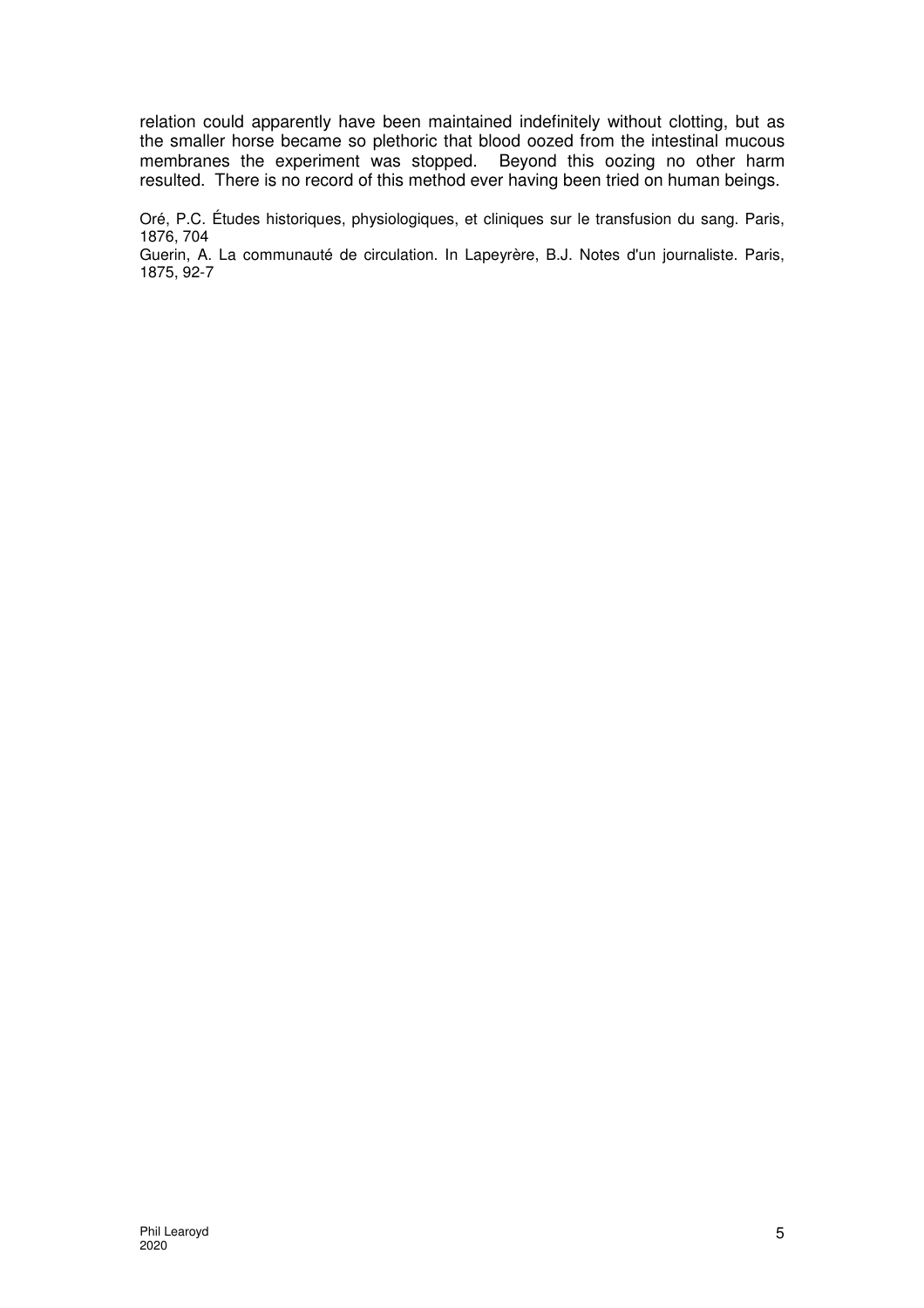relation could apparently have been maintained indefinitely without clotting, but as the smaller horse became so plethoric that blood oozed from the intestinal mucous membranes the experiment was stopped. Beyond this oozing no other harm resulted. There is no record of this method ever having been tried on human beings.

Oré, P.C. Études historiques, physiologiques, et cliniques sur le transfusion du sang. Paris, 1876, 704

Guerin, A. La communauté de circulation. In Lapeyrère, B.J. Notes d'un journaliste. Paris, 1875, 92-7